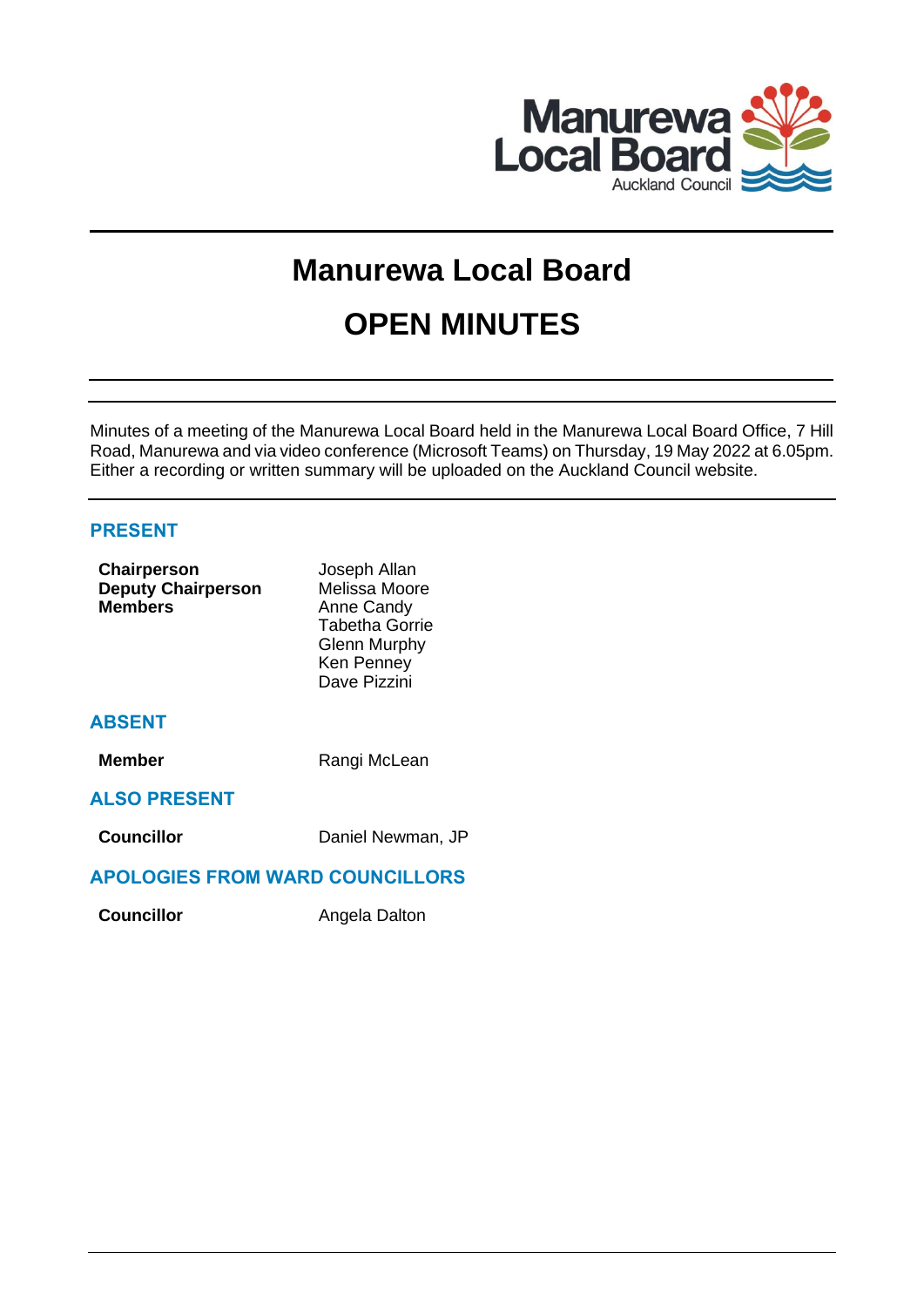Manurewa Local Board
Auckland Council

# Manurewa Local Board

# OPEN MINUTES

Minutes of a meeting of the Manurewa Local Board held in the Manurewa Local Board Office, 7 Hill Road, Manurewa and via video conference (Microsoft Teams) on Thursday, 19 May 2022 at 6.05pm. Either a recording or written summary will be uploaded on the Auckland Council website.

## PRESENT

| | |
|---|---|
| **Chairperson** | Joseph Allan |
| **Deputy Chairperson** | Melissa Moore |
| **Members** | Anne Candy |
| | Tabetha Gorrie |
| | Glenn Murphy |
| | Ken Penney |
| | Dave Pizzini |

## ABSENT

| | |
|---|---|
| **Member** | Rangi McLean |

## ALSO PRESENT

| | |
|---|---|
| **Councillor** | Daniel Newman, JP |

## APOLOGIES FROM WARD COUNCILLORS

| | |
|---|---|
| **Councillor** | Angela Dalton |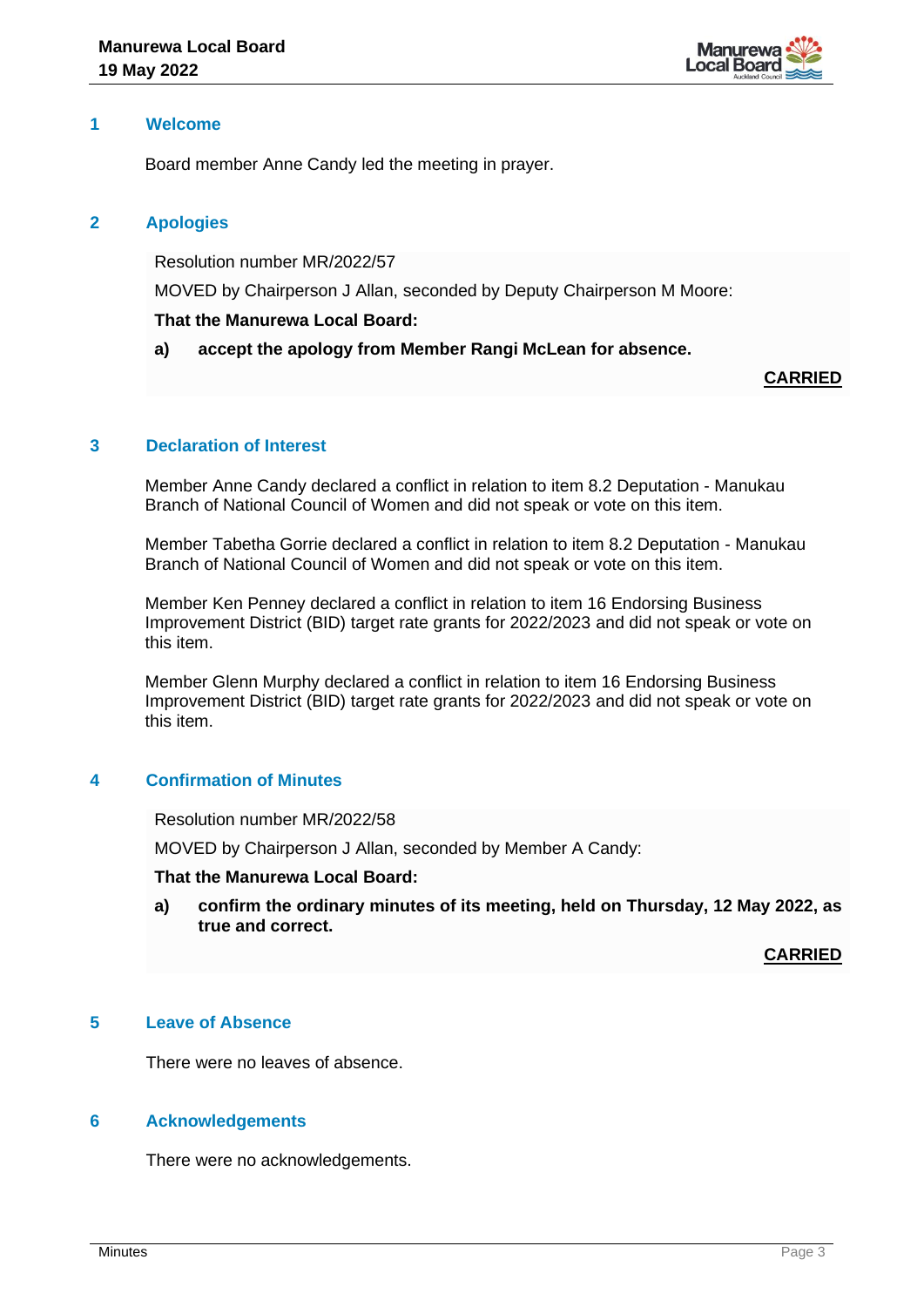## 1 Welcome

Board member Anne Candy led the meeting in prayer.

## 2 Apologies

Resolution number MR/2022/57

MOVED by Chairperson J Allan, seconded by Deputy Chairperson M Moore:

**That the Manurewa Local Board:**

**a) accept the apology from Member Rangi McLean for absence.**

**CARRIED**

## 3 Declaration of Interest

Member Anne Candy declared a conflict in relation to item 8.2 Deputation - Manukau Branch of National Council of Women and did not speak or vote on this item.

Member Tabetha Gorrie declared a conflict in relation to item 8.2 Deputation - Manukau Branch of National Council of Women and did not speak or vote on this item.

Member Ken Penney declared a conflict in relation to item 16 Endorsing Business Improvement District (BID) target rate grants for 2022/2023 and did not speak or vote on this item.

Member Glenn Murphy declared a conflict in relation to item 16 Endorsing Business Improvement District (BID) target rate grants for 2022/2023 and did not speak or vote on this item.

## 4 Confirmation of Minutes

Resolution number MR/2022/58

MOVED by Chairperson J Allan, seconded by Member A Candy:

**That the Manurewa Local Board:**

**a) confirm the ordinary minutes of its meeting, held on Thursday, 12 May 2022, as true and correct.**

**CARRIED**

## 5 Leave of Absence

There were no leaves of absence.

## 6 Acknowledgements

There were no acknowledgements.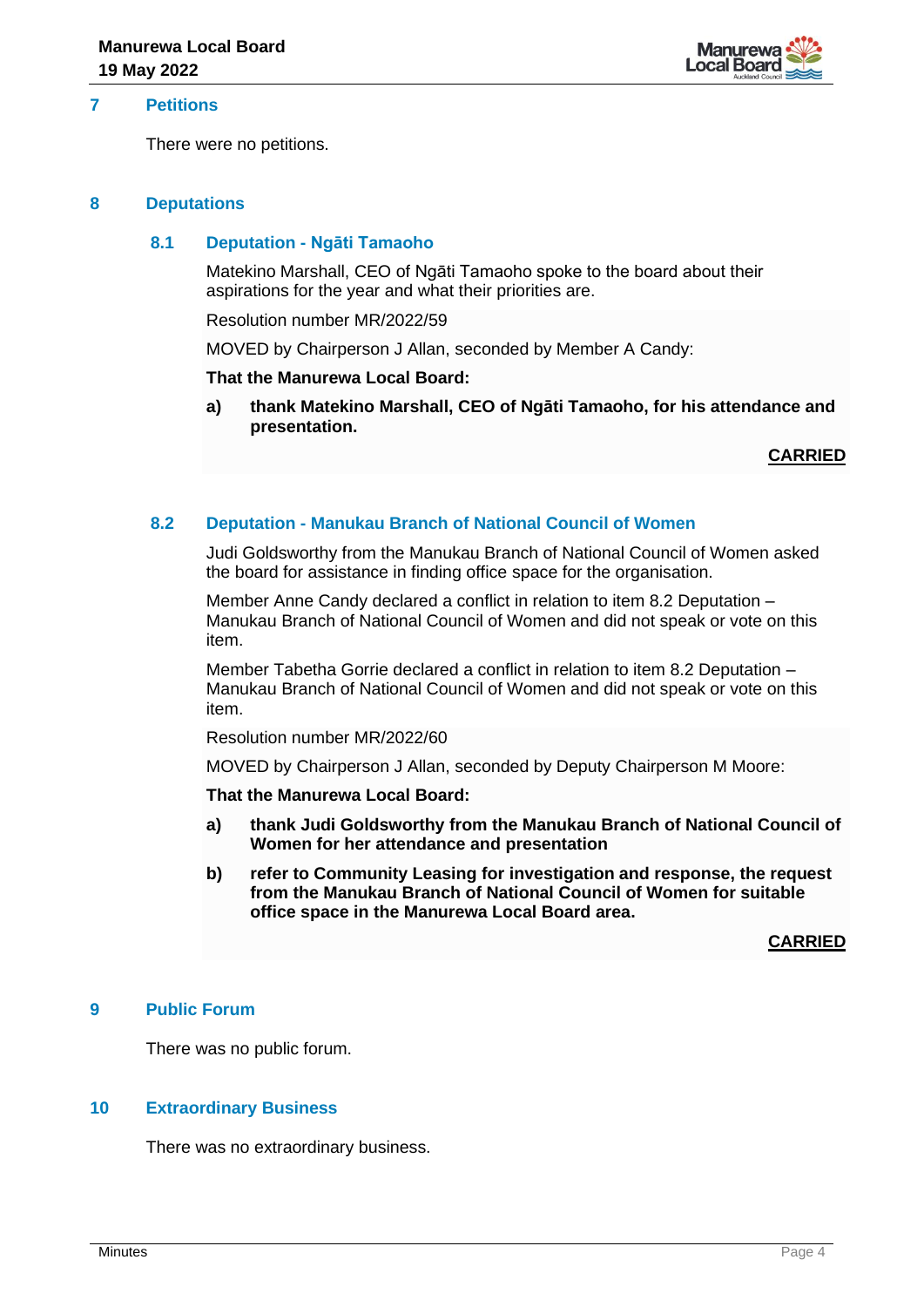## 7 Petitions

There were no petitions.

## 8 Deputations

### 8.1 Deputation - Ngāti Tamaoho

Matekino Marshall, CEO of Ngāti Tamaoho spoke to the board about their aspirations for the year and what their priorities are.

Resolution number MR/2022/59

MOVED by Chairperson J Allan, seconded by Member A Candy:

**That the Manurewa Local Board:**

**a) thank Matekino Marshall, CEO of Ngāti Tamaoho, for his attendance and presentation.**

**CARRIED**

### 8.2 Deputation - Manukau Branch of National Council of Women

Judi Goldsworthy from the Manukau Branch of National Council of Women asked the board for assistance in finding office space for the organisation.

Member Anne Candy declared a conflict in relation to item 8.2 Deputation – Manukau Branch of National Council of Women and did not speak or vote on this item.

Member Tabetha Gorrie declared a conflict in relation to item 8.2 Deputation – Manukau Branch of National Council of Women and did not speak or vote on this item.

Resolution number MR/2022/60

MOVED by Chairperson J Allan, seconded by Deputy Chairperson M Moore:

**That the Manurewa Local Board:**

**a) thank Judi Goldsworthy from the Manukau Branch of National Council of Women for her attendance and presentation**

**b) refer to Community Leasing for investigation and response, the request from the Manukau Branch of National Council of Women for suitable office space in the Manurewa Local Board area.**

**CARRIED**

## 9 Public Forum

There was no public forum.

## 10 Extraordinary Business

There was no extraordinary business.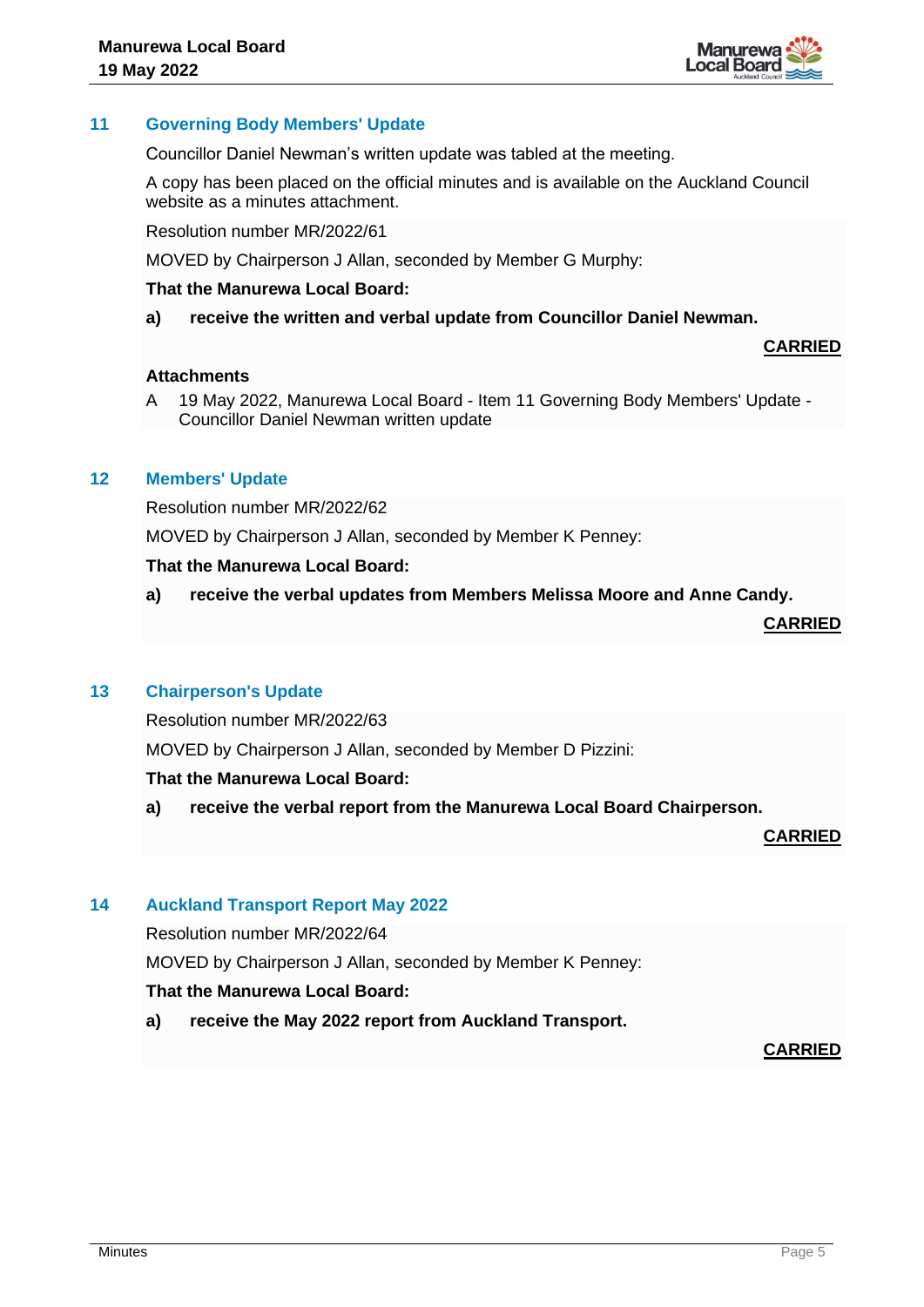## 11 Governing Body Members' Update

Councillor Daniel Newman's written update was tabled at the meeting.

A copy has been placed on the official minutes and is available on the Auckland Council website as a minutes attachment.

Resolution number MR/2022/61

MOVED by Chairperson J Allan, seconded by Member G Murphy:

**That the Manurewa Local Board:**

**a) receive the written and verbal update from Councillor Daniel Newman.**

**CARRIED**

**Attachments**

A 19 May 2022, Manurewa Local Board - Item 11 Governing Body Members' Update - Councillor Daniel Newman written update

## 12 Members' Update

Resolution number MR/2022/62

MOVED by Chairperson J Allan, seconded by Member K Penney:

**That the Manurewa Local Board:**

**a) receive the verbal updates from Members Melissa Moore and Anne Candy.**

**CARRIED**

## 13 Chairperson's Update

Resolution number MR/2022/63

MOVED by Chairperson J Allan, seconded by Member D Pizzini:

**That the Manurewa Local Board:**

**a) receive the verbal report from the Manurewa Local Board Chairperson.**

**CARRIED**

## 14 Auckland Transport Report May 2022

Resolution number MR/2022/64

MOVED by Chairperson J Allan, seconded by Member K Penney:

**That the Manurewa Local Board:**

**a) receive the May 2022 report from Auckland Transport.**

**CARRIED**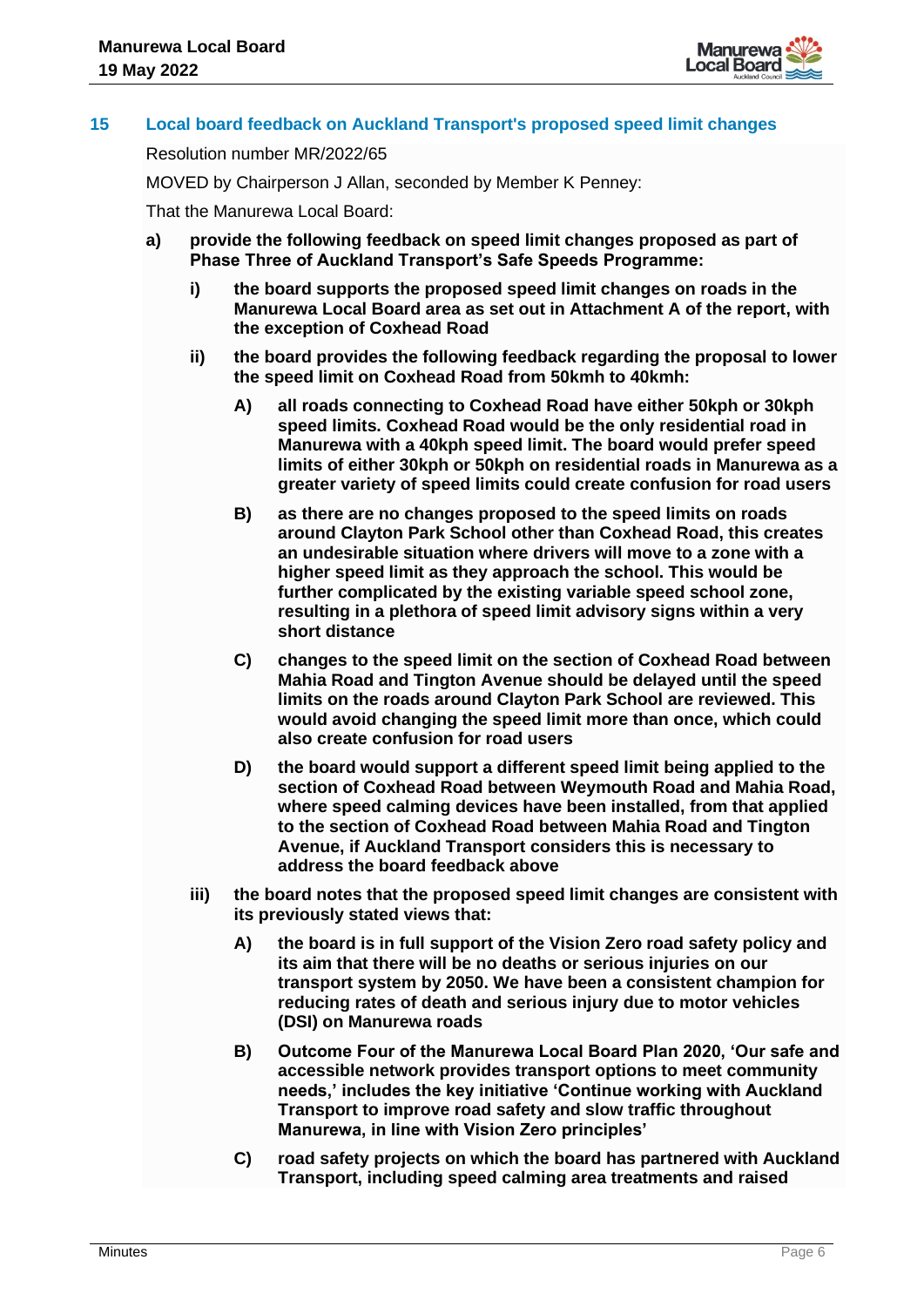## 15 Local board feedback on Auckland Transport's proposed speed limit changes

Resolution number MR/2022/65

MOVED by Chairperson J Allan, seconded by Member K Penney:

That the Manurewa Local Board:

a) **provide the following feedback on speed limit changes proposed as part of Phase Three of Auckland Transport's Safe Speeds Programme:**

   i) **the board supports the proposed speed limit changes on roads in the Manurewa Local Board area as set out in Attachment A of the report, with the exception of Coxhead Road**

   ii) **the board provides the following feedback regarding the proposal to lower the speed limit on Coxhead Road from 50kmh to 40kmh:**

      A) **all roads connecting to Coxhead Road have either 50kph or 30kph speed limits. Coxhead Road would be the only residential road in Manurewa with a 40kph speed limit. The board would prefer speed limits of either 30kph or 50kph on residential roads in Manurewa as a greater variety of speed limits could create confusion for road users**

      B) **as there are no changes proposed to the speed limits on roads around Clayton Park School other than Coxhead Road, this creates an undesirable situation where drivers will move to a zone with a higher speed limit as they approach the school. This would be further complicated by the existing variable speed school zone, resulting in a plethora of speed limit advisory signs within a very short distance**

      C) **changes to the speed limit on the section of Coxhead Road between Mahia Road and Tington Avenue should be delayed until the speed limits on the roads around Clayton Park School are reviewed. This would avoid changing the speed limit more than once, which could also create confusion for road users**

      D) **the board would support a different speed limit being applied to the section of Coxhead Road between Weymouth Road and Mahia Road, where speed calming devices have been installed, from that applied to the section of Coxhead Road between Mahia Road and Tington Avenue, if Auckland Transport considers this is necessary to address the board feedback above**

   iii) **the board notes that the proposed speed limit changes are consistent with its previously stated views that:**

      A) **the board is in full support of the Vision Zero road safety policy and its aim that there will be no deaths or serious injuries on our transport system by 2050. We have been a consistent champion for reducing rates of death and serious injury due to motor vehicles (DSI) on Manurewa roads**

      B) **Outcome Four of the Manurewa Local Board Plan 2020, 'Our safe and accessible network provides transport options to meet community needs,' includes the key initiative 'Continue working with Auckland Transport to improve road safety and slow traffic throughout Manurewa, in line with Vision Zero principles'**

      C) **road safety projects on which the board has partnered with Auckland Transport, including speed calming area treatments and raised**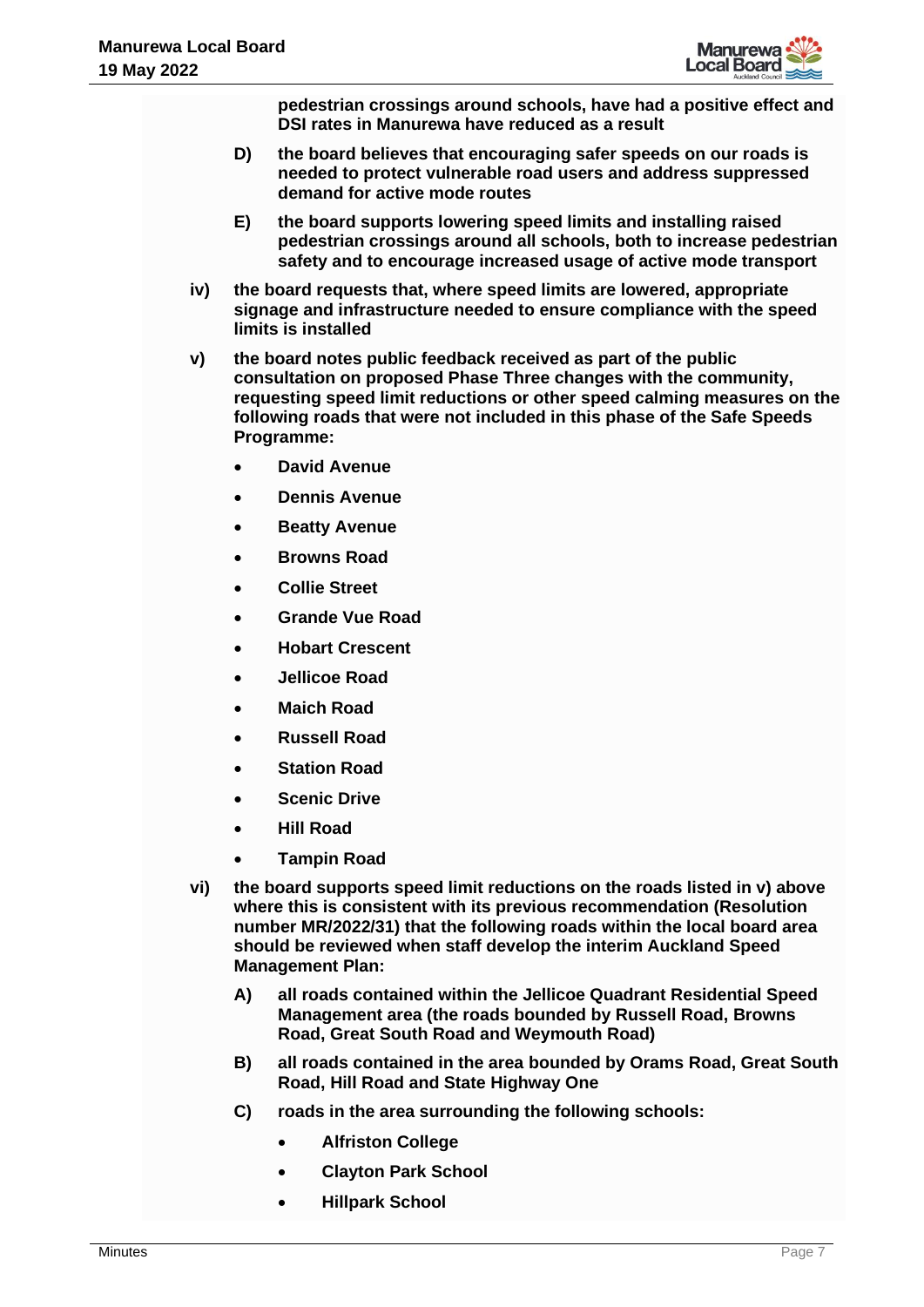**pedestrian crossings around schools, have had a positive effect and DSI rates in Manurewa have reduced as a result**

- **D) the board believes that encouraging safer speeds on our roads is needed to protect vulnerable road users and address suppressed demand for active mode routes**
- **E) the board supports lowering speed limits and installing raised pedestrian crossings around all schools, both to increase pedestrian safety and to encourage increased usage of active mode transport**

**iv) the board requests that, where speed limits are lowered, appropriate signage and infrastructure needed to ensure compliance with the speed limits is installed**

**v) the board notes public feedback received as part of the public consultation on proposed Phase Three changes with the community, requesting speed limit reductions or other speed calming measures on the following roads that were not included in this phase of the Safe Speeds Programme:**

- **David Avenue**
- **Dennis Avenue**
- **Beatty Avenue**
- **Browns Road**
- **Collie Street**
- **Grande Vue Road**
- **Hobart Crescent**
- **Jellicoe Road**
- **Maich Road**
- **Russell Road**
- **Station Road**
- **Scenic Drive**
- **Hill Road**
- **Tampin Road**

**vi) the board supports speed limit reductions on the roads listed in v) above where this is consistent with its previous recommendation (Resolution number MR/2022/31) that the following roads within the local board area should be reviewed when staff develop the interim Auckland Speed Management Plan:**

- **A) all roads contained within the Jellicoe Quadrant Residential Speed Management area (the roads bounded by Russell Road, Browns Road, Great South Road and Weymouth Road)**
- **B) all roads contained in the area bounded by Orams Road, Great South Road, Hill Road and State Highway One**
- **C) roads in the area surrounding the following schools:**
  - **Alfriston College**
  - **Clayton Park School**
  - **Hillpark School**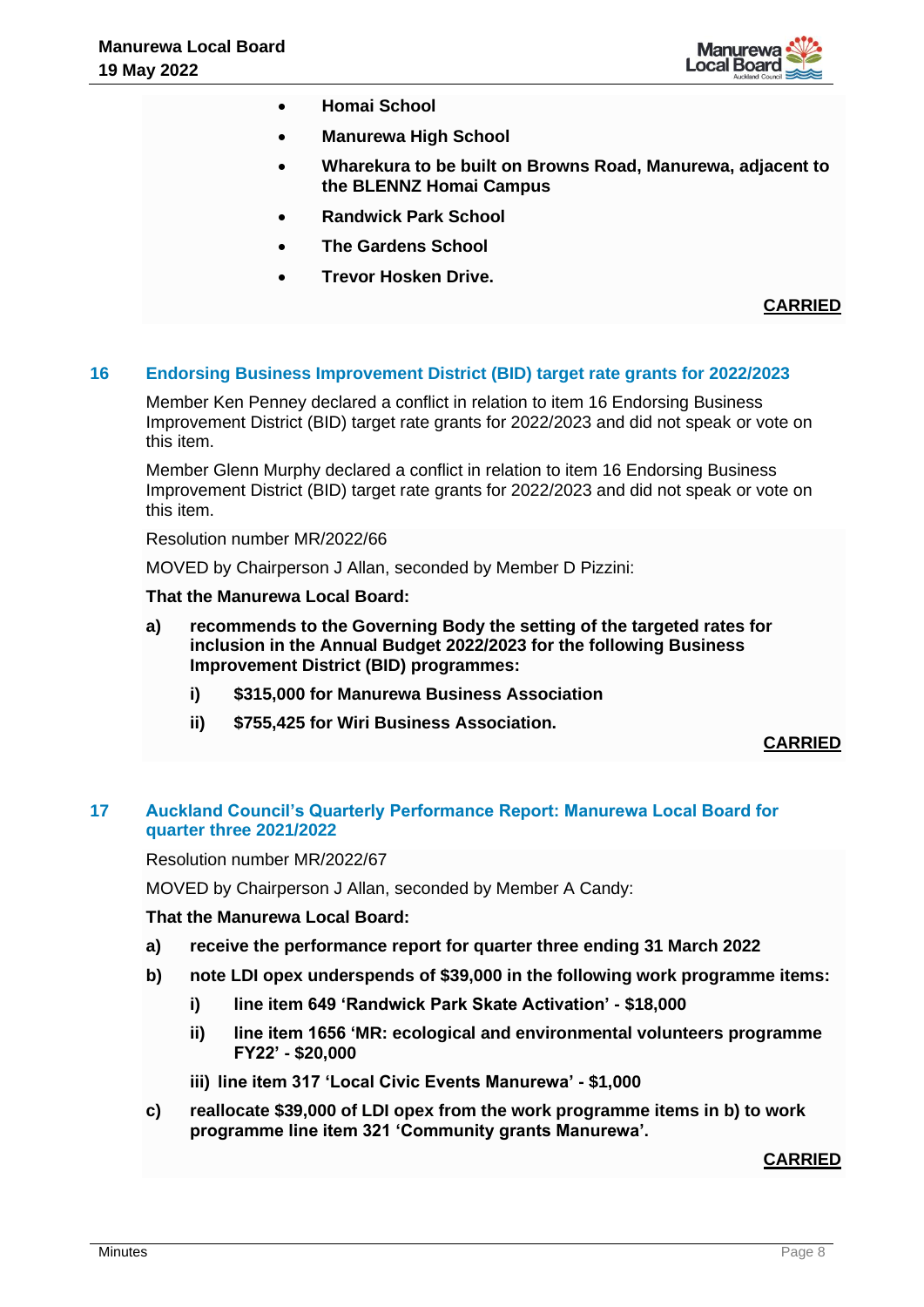- **Homai School**
- **Manurewa High School**
- **Wharekura to be built on Browns Road, Manurewa, adjacent to the BLENNZ Homai Campus**
- **Randwick Park School**
- **The Gardens School**
- **Trevor Hosken Drive.**

**CARRIED**

## 16 Endorsing Business Improvement District (BID) target rate grants for 2022/2023

Member Ken Penney declared a conflict in relation to item 16 Endorsing Business Improvement District (BID) target rate grants for 2022/2023 and did not speak or vote on this item.

Member Glenn Murphy declared a conflict in relation to item 16 Endorsing Business Improvement District (BID) target rate grants for 2022/2023 and did not speak or vote on this item.

Resolution number MR/2022/66

MOVED by Chairperson J Allan, seconded by Member D Pizzini:

**That the Manurewa Local Board:**

**a) recommends to the Governing Body the setting of the targeted rates for inclusion in the Annual Budget 2022/2023 for the following Business Improvement District (BID) programmes:**

**i) $315,000 for Manurewa Business Association**

**ii) $755,425 for Wiri Business Association.**

**CARRIED**

## 17 Auckland Council's Quarterly Performance Report: Manurewa Local Board for quarter three 2021/2022

Resolution number MR/2022/67

MOVED by Chairperson J Allan, seconded by Member A Candy:

**That the Manurewa Local Board:**

**a) receive the performance report for quarter three ending 31 March 2022**

**b) note LDI opex underspends of $39,000 in the following work programme items:**

**i) line item 649 'Randwick Park Skate Activation' - $18,000**

**ii) line item 1656 'MR: ecological and environmental volunteers programme FY22' - $20,000**

**iii) line item 317 'Local Civic Events Manurewa' - $1,000**

**c) reallocate $39,000 of LDI opex from the work programme items in b) to work programme line item 321 'Community grants Manurewa'.**

**CARRIED**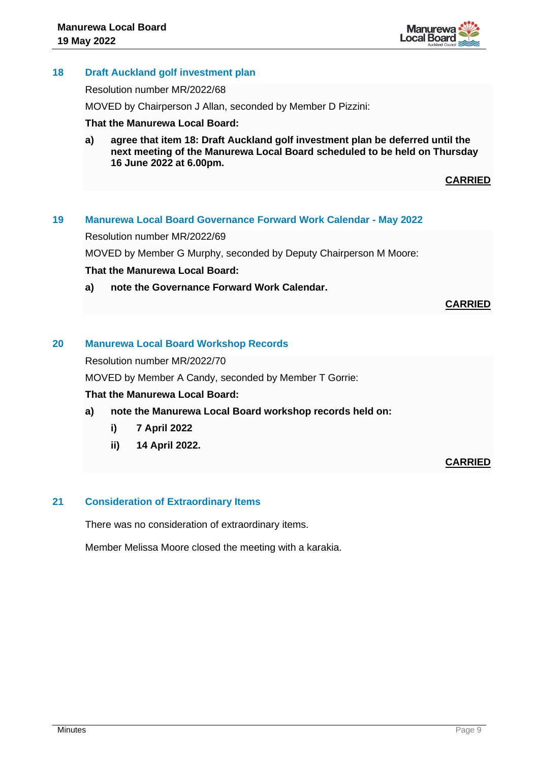## 18 Draft Auckland golf investment plan

Resolution number MR/2022/68

MOVED by Chairperson J Allan, seconded by Member D Pizzini:

**That the Manurewa Local Board:**

**a) agree that item 18: Draft Auckland golf investment plan be deferred until the next meeting of the Manurewa Local Board scheduled to be held on Thursday 16 June 2022 at 6.00pm.**

**CARRIED**

## 19 Manurewa Local Board Governance Forward Work Calendar - May 2022

Resolution number MR/2022/69

MOVED by Member G Murphy, seconded by Deputy Chairperson M Moore:

**That the Manurewa Local Board:**

**a) note the Governance Forward Work Calendar.**

**CARRIED**

## 20 Manurewa Local Board Workshop Records

Resolution number MR/2022/70

MOVED by Member A Candy, seconded by Member T Gorrie:

**That the Manurewa Local Board:**

**a) note the Manurewa Local Board workshop records held on:**

**i) 7 April 2022**

**ii) 14 April 2022.**

**CARRIED**

## 21 Consideration of Extraordinary Items

There was no consideration of extraordinary items.

Member Melissa Moore closed the meeting with a karakia.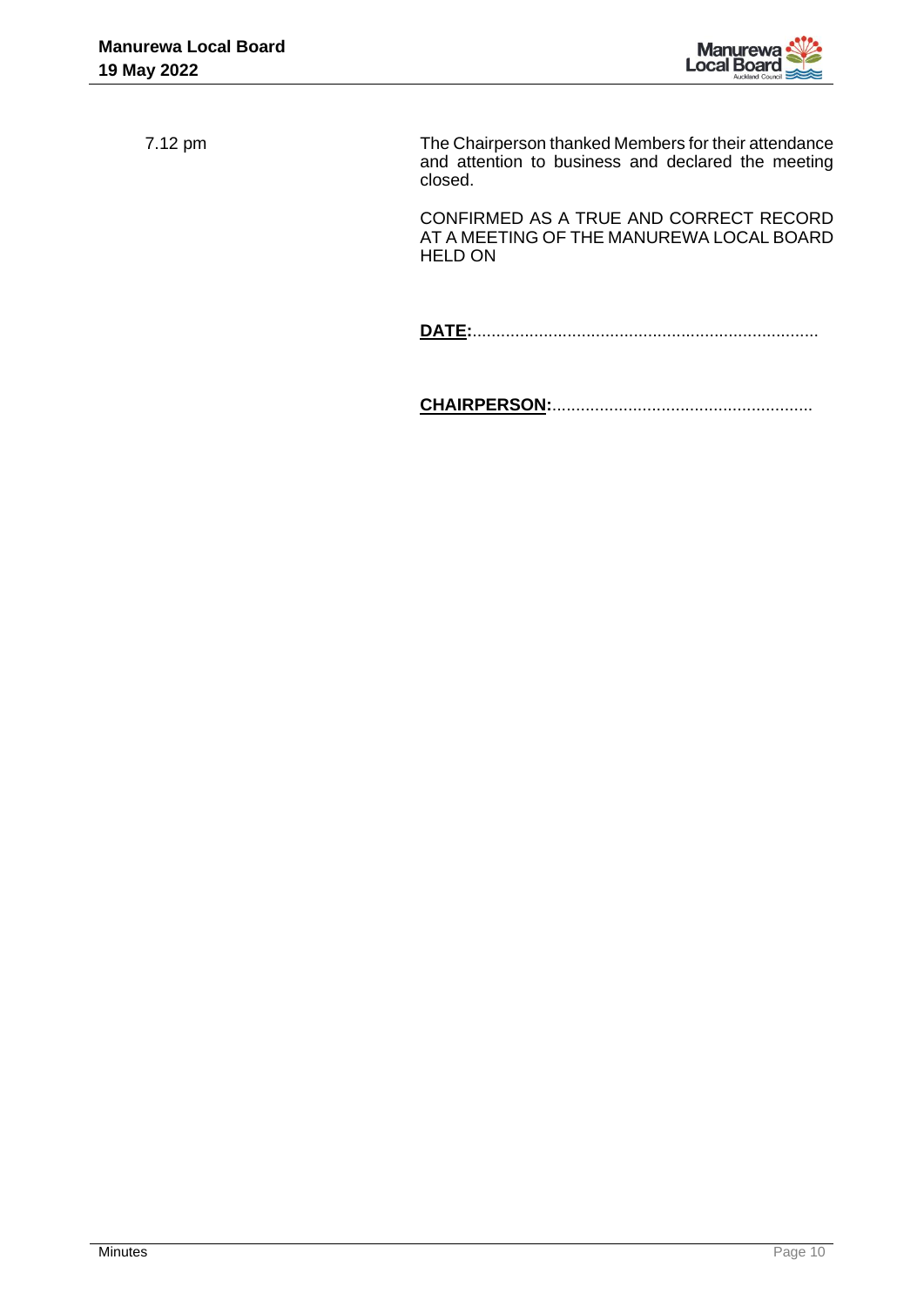7.12 pm The Chairperson thanked Members for their attendance and attention to business and declared the meeting closed.

CONFIRMED AS A TRUE AND CORRECT RECORD AT A MEETING OF THE MANUREWA LOCAL BOARD HELD ON

**DATE:**.........................................................................

**CHAIRPERSON:**.......................................................